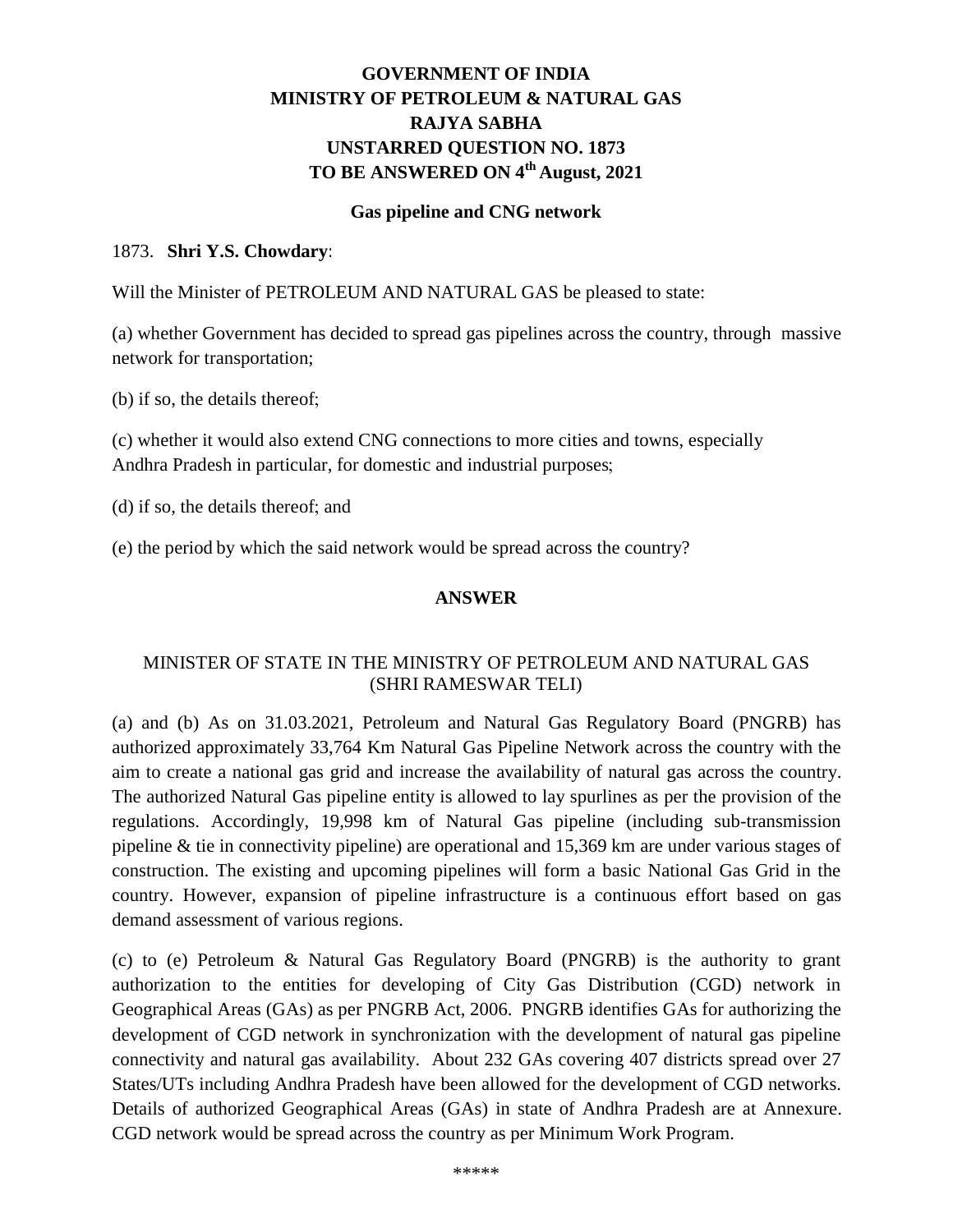**GOVERNMENT OF INDIA**
**MINISTRY OF PETROLEUM & NATURAL GAS**
**RAJYA SABHA**
**UNSTARRED QUESTION NO. 1873**
**TO BE ANSWERED ON 4th August, 2021**

**Gas pipeline and CNG network**

1873. **Shri Y.S. Chowdary**:

Will the Minister of PETROLEUM AND NATURAL GAS be pleased to state:

(a) whether Government has decided to spread gas pipelines across the country, through massive network for transportation;

(b) if so, the details thereof;

(c) whether it would also extend CNG connections to more cities and towns, especially Andhra Pradesh in particular, for domestic and industrial purposes;

(d) if so, the details thereof; and

(e) the period by which the said network would be spread across the country?

**ANSWER**

MINISTER OF STATE IN THE MINISTRY OF PETROLEUM AND NATURAL GAS
(SHRI RAMESWAR TELI)

(a) and (b) As on 31.03.2021, Petroleum and Natural Gas Regulatory Board (PNGRB) has authorized approximately 33,764 Km Natural Gas Pipeline Network across the country with the aim to create a national gas grid and increase the availability of natural gas across the country. The authorized Natural Gas pipeline entity is allowed to lay spurlines as per the provision of the regulations. Accordingly, 19,998 km of Natural Gas pipeline (including sub-transmission pipeline & tie in connectivity pipeline) are operational and 15,369 km are under various stages of construction. The existing and upcoming pipelines will form a basic National Gas Grid in the country. However, expansion of pipeline infrastructure is a continuous effort based on gas demand assessment of various regions.

(c) to (e) Petroleum & Natural Gas Regulatory Board (PNGRB) is the authority to grant authorization to the entities for developing of City Gas Distribution (CGD) network in Geographical Areas (GAs) as per PNGRB Act, 2006. PNGRB identifies GAs for authorizing the development of CGD network in synchronization with the development of natural gas pipeline connectivity and natural gas availability. About 232 GAs covering 407 districts spread over 27 States/UTs including Andhra Pradesh have been allowed for the development of CGD networks. Details of authorized Geographical Areas (GAs) in state of Andhra Pradesh are at Annexure. CGD network would be spread across the country as per Minimum Work Program.

*****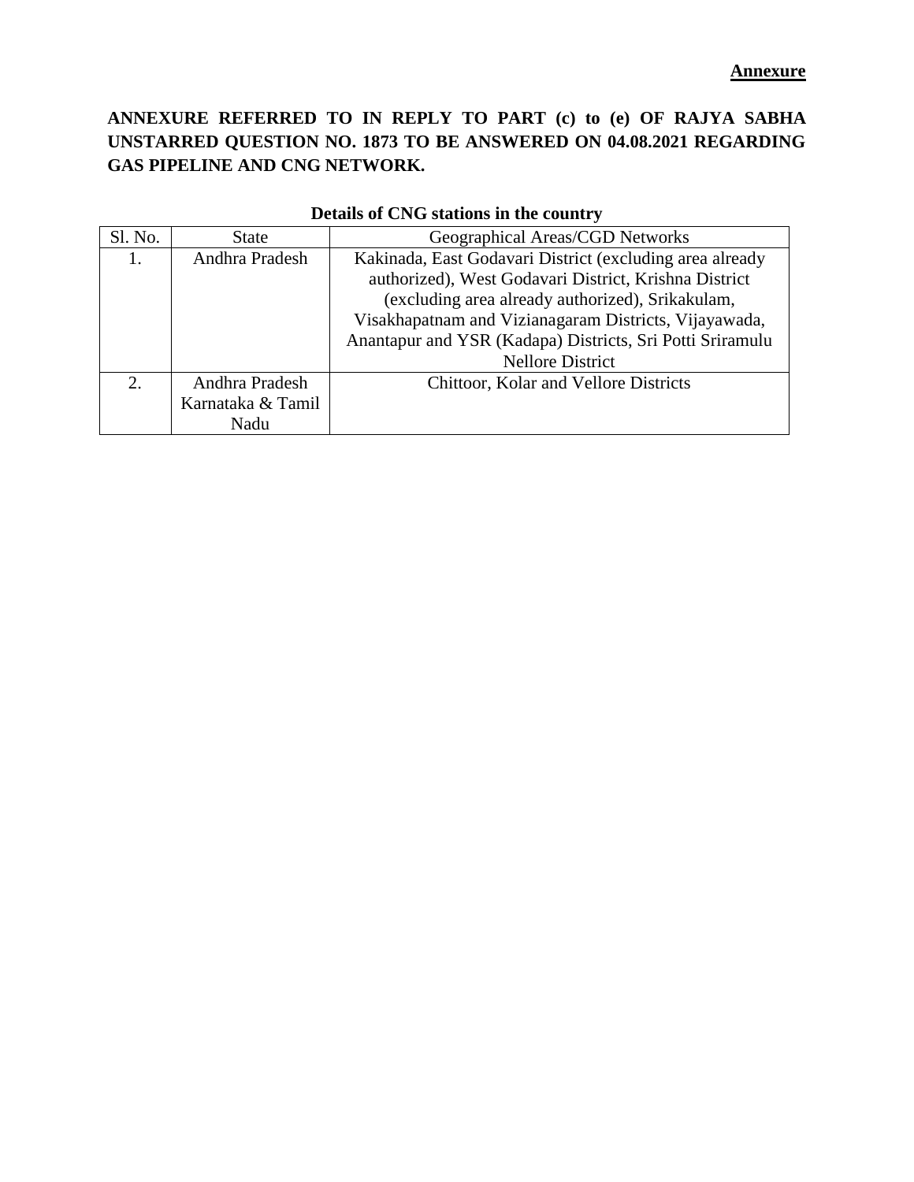**Annexure**

**ANNEXURE REFERRED TO IN REPLY TO PART (c) to (e) OF RAJYA SABHA UNSTARRED QUESTION NO. 1873 TO BE ANSWERED ON 04.08.2021 REGARDING GAS PIPELINE AND CNG NETWORK.**

**Details of CNG stations in the country**

| Sl. No. | State | Geographical Areas/CGD Networks |
|---|---|---|
| 1. | Andhra Pradesh | Kakinada, East Godavari District (excluding area already authorized), West Godavari District, Krishna District (excluding area already authorized), Srikakulam, Visakhapatnam and Vizianagaram Districts, Vijayawada, Anantapur and YSR (Kadapa) Districts, Sri Potti Sriramulu Nellore District |
| 2. | Andhra Pradesh Karnataka & Tamil Nadu | Chittoor, Kolar and Vellore Districts |